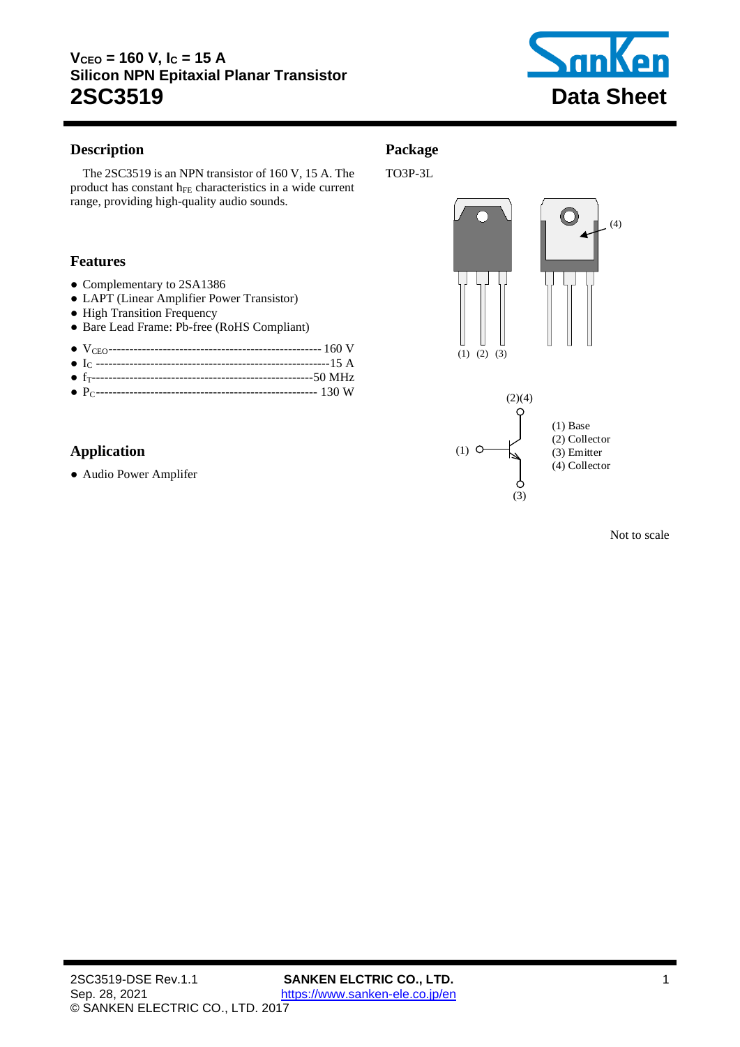# $V_{CEO}$ = 160 V, $I_C$ = 15 A
## Silicon NPN Epitaxial Planar Transistor
# 2SC3519

**Data Sheet**

## Description

The 2SC3519 is an NPN transistor of 160 V, 15 A. The product has constant $h_{FE}$ characteristics in a wide current range, providing high-quality audio sounds.

## Features

- Complementary to 2SA1386
- LAPT (Linear Amplifier Power Transistor)
- High Transition Frequency
- Bare Lead Frame: Pb-free (RoHS Compliant)

- $V_{CEO}$ ---------------------------------------------------- 160 V
- $I_C$ --------------------------------------------------------- 15 A
- $f_T$ ------------------------------------------------------- 50 MHz
- $P_C$ --------------------------------------------------------- 130 W

## Application

- Audio Power Amplifer

## Package

TO3P-3L

(1) (2) (3)

(4)

(2)(4)

(1)

(3)

(1) Base
(2) Collector
(3) Emitter
(4) Collector

Not to scale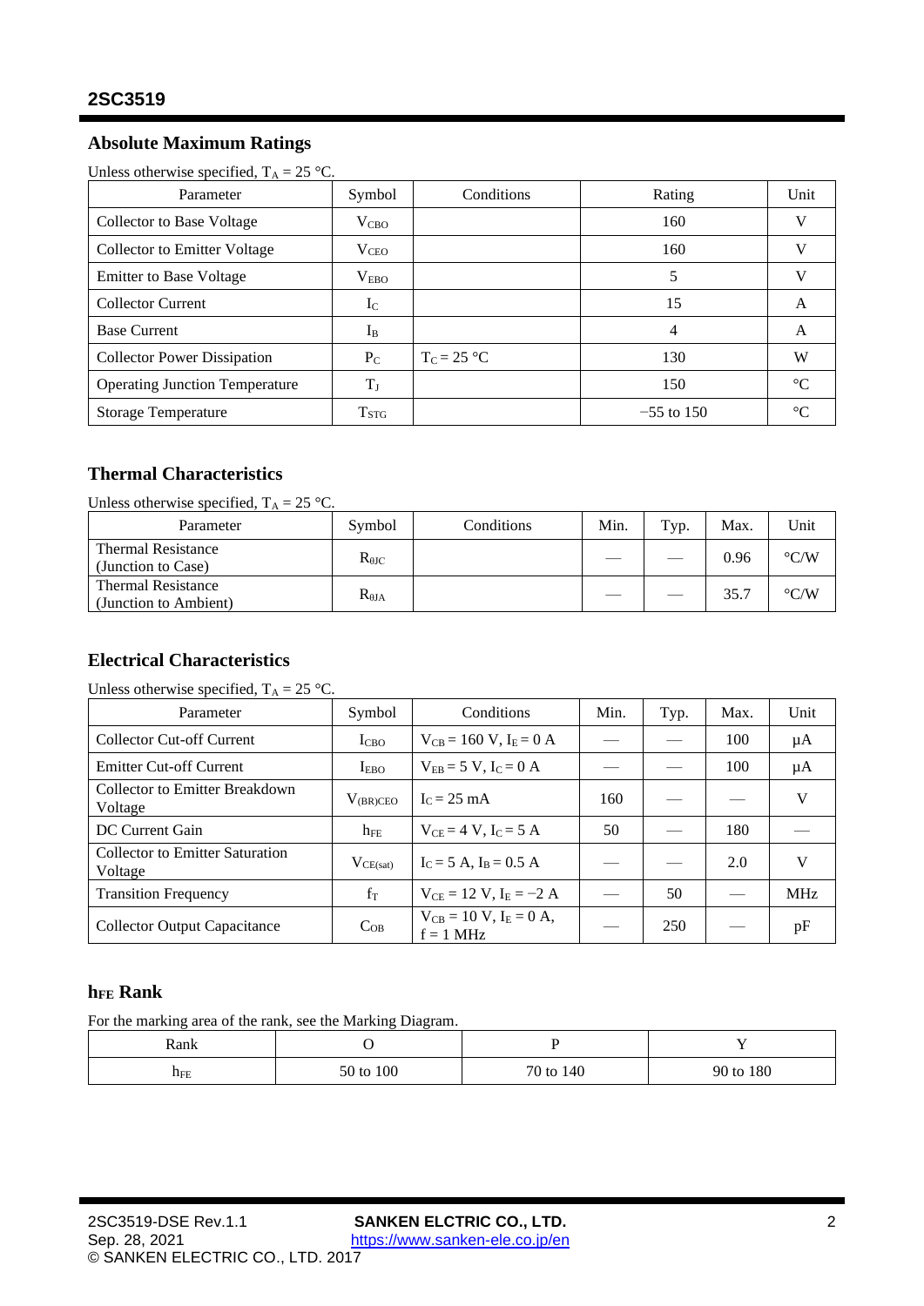## Absolute Maximum Ratings

Unless otherwise specified, $T_A$ = 25 °C.

| Parameter | Symbol | Conditions | Rating | Unit |
|---|---|---|---|---|
| Collector to Base Voltage | $V_{CBO}$ | | 160 | V |
| Collector to Emitter Voltage | $V_{CEO}$ | | 160 | V |
| Emitter to Base Voltage | $V_{EBO}$ | | 5 | V |
| Collector Current | $I_C$ | | 15 | A |
| Base Current | $I_B$ | | 4 | A |
| Collector Power Dissipation | $P_C$ | $T_C$ = 25 °C | 130 | W |
| Operating Junction Temperature | $T_J$ | | 150 | °C |
| Storage Temperature | $T_{STG}$ | | −55 to 150 | °C |

## Thermal Characteristics

Unless otherwise specified, $T_A$ = 25 °C.

| Parameter | Symbol | Conditions | Min. | Typ. | Max. | Unit |
|---|---|---|---|---|---|---|
| Thermal Resistance (Junction to Case) | $R_{\theta JC}$ | | — | — | 0.96 | °C/W |
| Thermal Resistance (Junction to Ambient) | $R_{\theta JA}$ | | — | — | 35.7 | °C/W |

## Electrical Characteristics

Unless otherwise specified, $T_A$ = 25 °C.

| Parameter | Symbol | Conditions | Min. | Typ. | Max. | Unit |
|---|---|---|---|---|---|---|
| Collector Cut-off Current | $I_{CBO}$ | $V_{CB}$ = 160 V, $I_E$ = 0 A | — | — | 100 | μA |
| Emitter Cut-off Current | $I_{EBO}$ | $V_{EB}$ = 5 V, $I_C$ = 0 A | — | — | 100 | μA |
| Collector to Emitter Breakdown Voltage | $V_{(BR)CEO}$ | $I_C$ = 25 mA | 160 | — | — | V |
| DC Current Gain | $h_{FE}$ | $V_{CE}$ = 4 V, $I_C$ = 5 A | 50 | — | 180 | — |
| Collector to Emitter Saturation Voltage | $V_{CE(sat)}$ | $I_C$ = 5 A, $I_B$ = 0.5 A | — | — | 2.0 | V |
| Transition Frequency | $f_T$ | $V_{CE}$ = 12 V, $I_E$ = −2 A | — | 50 | — | MHz |
| Collector Output Capacitance | $C_{OB}$ | $V_{CB}$ = 10 V, $I_E$ = 0 A, f = 1 MHz | — | 250 | — | pF |

## $h_{FE}$ Rank

For the marking area of the rank, see the Marking Diagram.

| Rank | O | P | Y |
|---|---|---|---|
| $h_{FE}$ | 50 to 100 | 70 to 140 | 90 to 180 |

2SC3519-DSE Rev.1.1
Sep. 28, 2021
**SANKEN ELCTRIC CO., LTD.**
https://www.sanken-ele.co.jp/en
© SANKEN ELECTRIC CO., LTD. 2017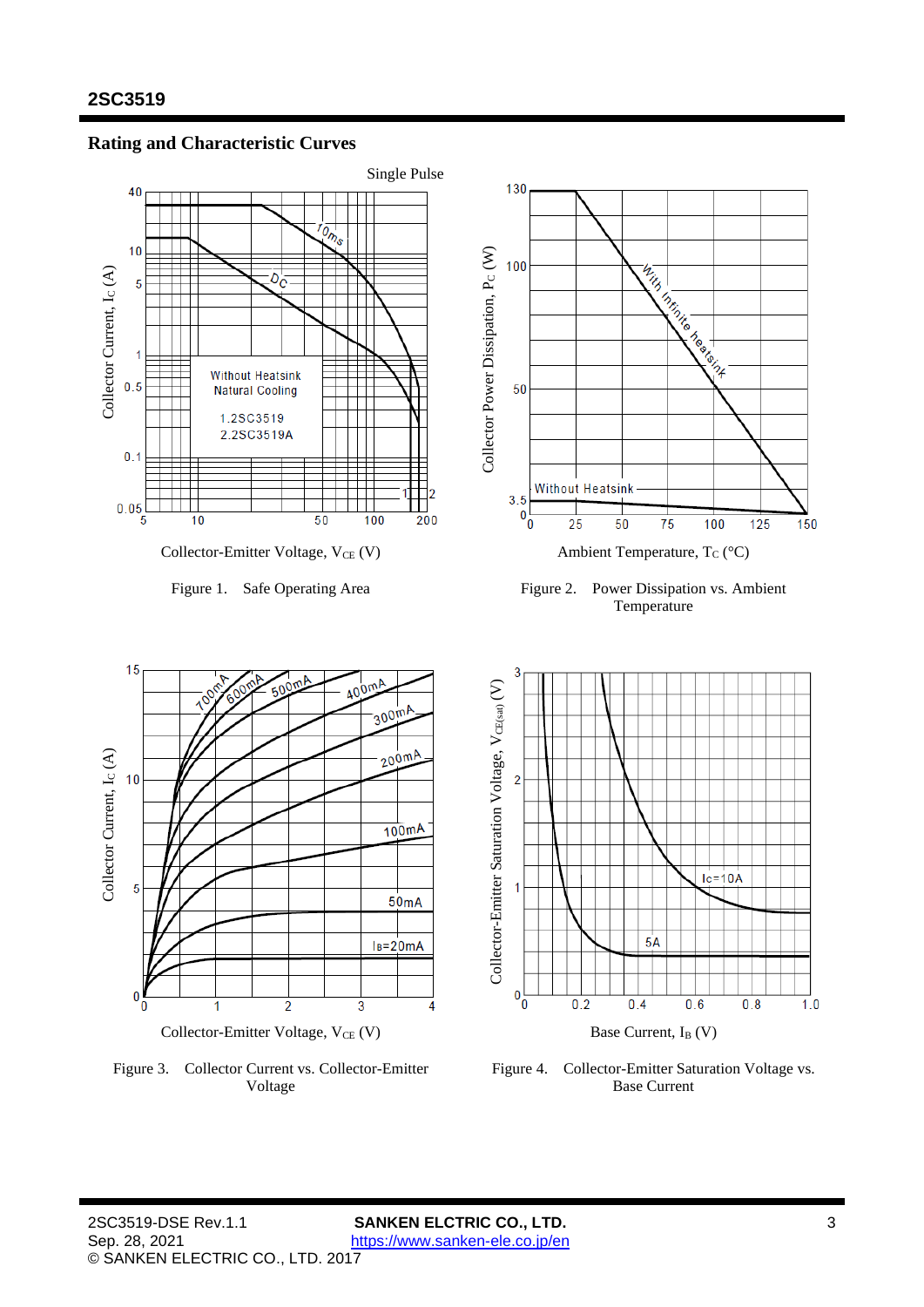## Rating and Characteristic Curves

Single Pulse

Figure 1. Safe Operating Area

Figure 2. Power Dissipation vs. Ambient Temperature

Figure 3. Collector Current vs. Collector-Emitter Voltage

Figure 4. Collector-Emitter Saturation Voltage vs. Base Current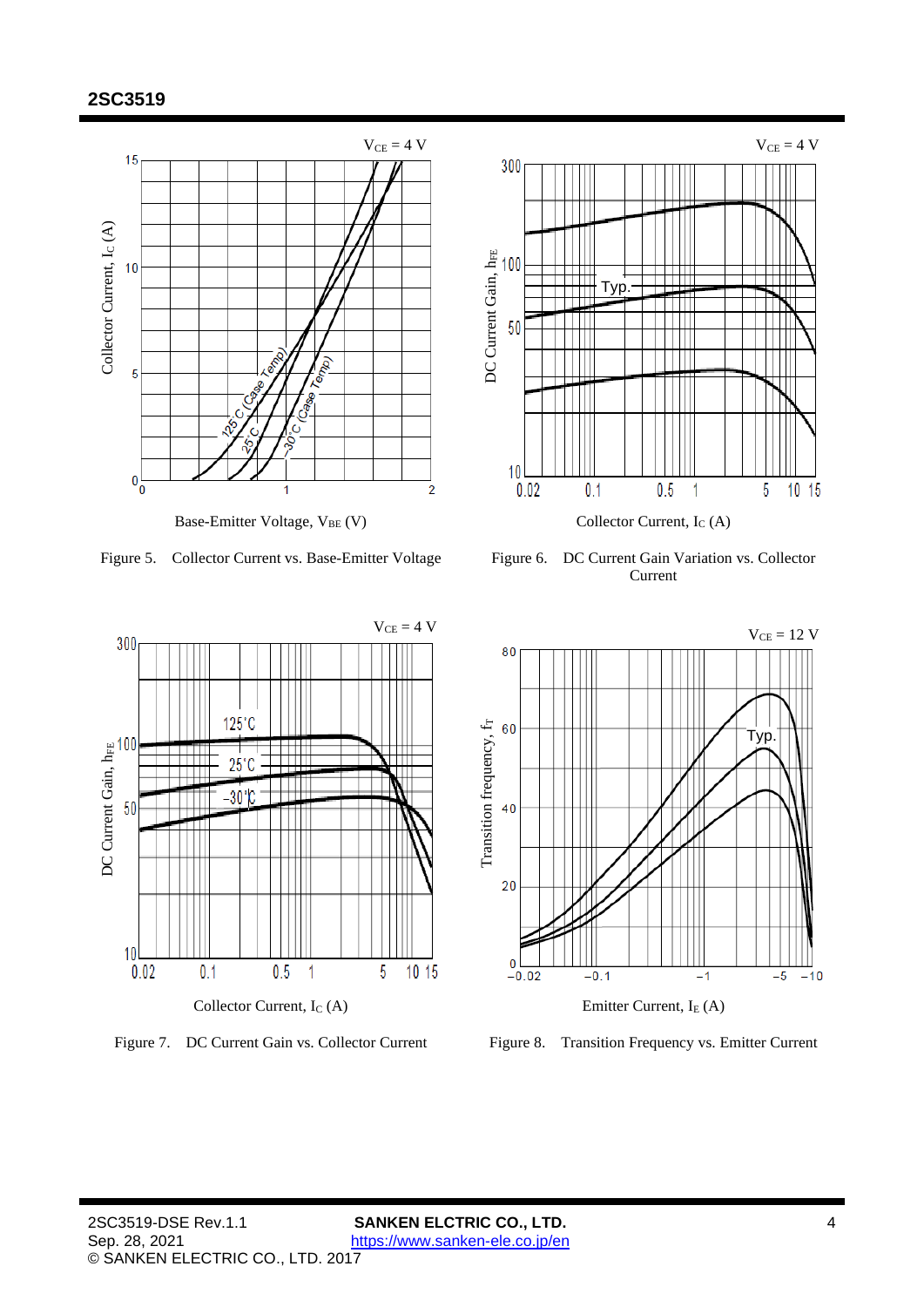Figure 5. Collector Current vs. Base-Emitter Voltage

Figure 6. DC Current Gain Variation vs. Collector Current

Figure 7. DC Current Gain vs. Collector Current

Figure 8. Transition Frequency vs. Emitter Current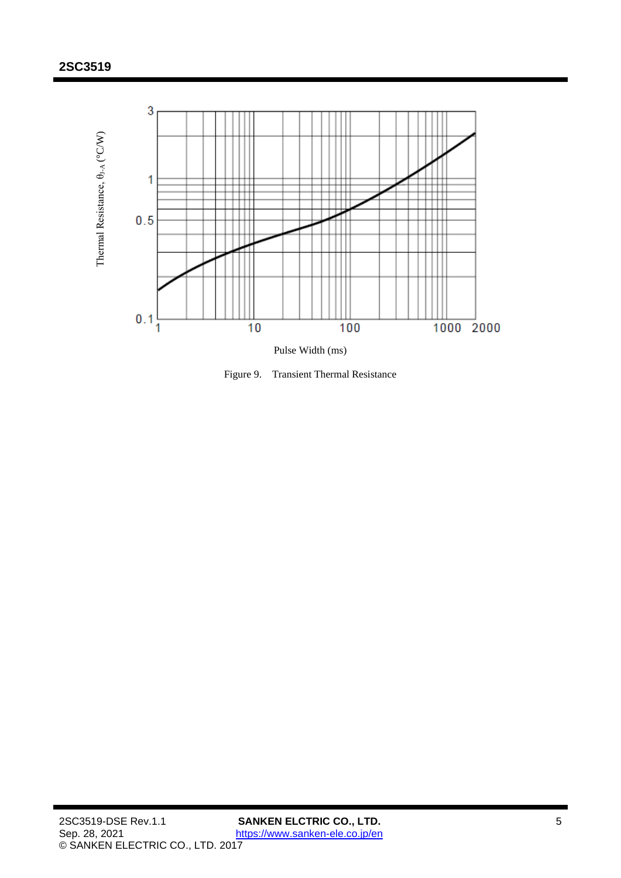Figure 9. Transient Thermal Resistance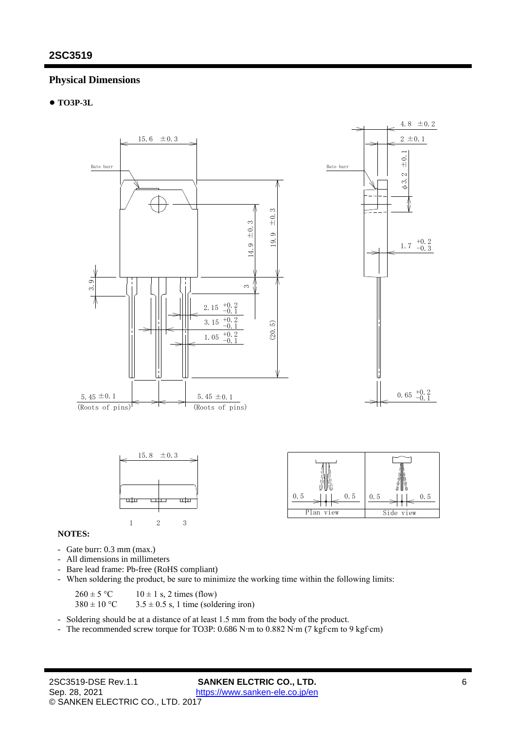## Physical Dimensions

- **TO3P-3L**

15.6 ±0.3

Bate burr

14.9 ±0.3

19.9 ±0.3

3.9

3

2.15 $^{+0.2}_{-0.1}$

3.15 $^{+0.2}_{-0.1}$

1.05 $^{+0.2}_{-0.1}$

(20.5)

5.45 ±0.1 (Roots of pins)

5.45 ±0.1 (Roots of pins)

4.8 ±0.2

2 ±0.1

ϕ3.2 ±0.1

1.7 $^{+0.2}_{-0.3}$

0.65 $^{+0.2}_{-0.1}$

15.8 ±0.3

1 2 3

| Plan view | Side view |
|---|---|
| 0.5 0.5 | 0.5 0.5 |

**NOTES:**

- Gate burr: 0.3 mm (max.)
- All dimensions in millimeters
- Bare lead frame: Pb-free (RoHS compliant)
- When soldering the product, be sure to minimize the working time within the following limits:

  260 ± 5 °C  10 ± 1 s, 2 times (flow)
  380 ± 10 °C  3.5 ± 0.5 s, 1 time (soldering iron)

- Soldering should be at a distance of at least 1.5 mm from the body of the product.
- The recommended screw torque for TO3P: 0.686 N·m to 0.882 N·m (7 kgf·cm to 9 kgf·cm)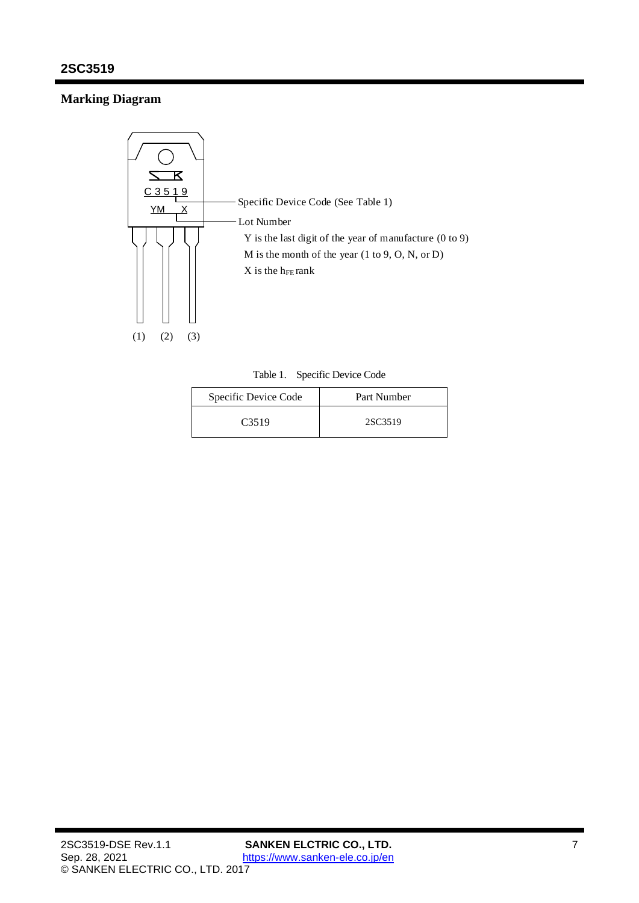## Marking Diagram

C3519
YM X

(1) (2) (3)

Specific Device Code (See Table 1)

Lot Number

Y is the last digit of the year of manufacture (0 to 9)

M is the month of the year (1 to 9, O, N, or D)

X is the $h_{FE}$ rank

Table 1. Specific Device Code

| Specific Device Code | Part Number |
|---|---|
| C3519 | 2SC3519 |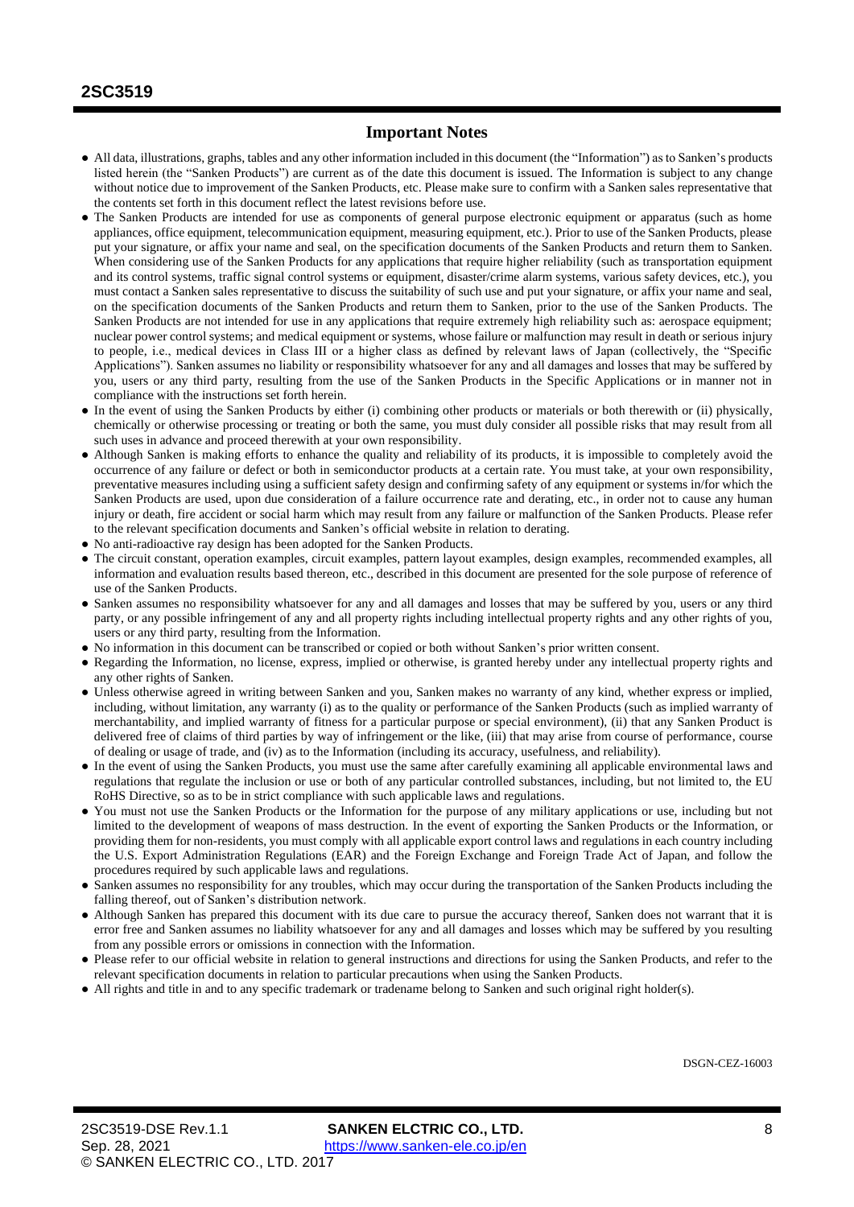## Important Notes

- All data, illustrations, graphs, tables and any other information included in this document (the "Information") as to Sanken's products listed herein (the "Sanken Products") are current as of the date this document is issued. The Information is subject to any change without notice due to improvement of the Sanken Products, etc. Please make sure to confirm with a Sanken sales representative that the contents set forth in this document reflect the latest revisions before use.
- The Sanken Products are intended for use as components of general purpose electronic equipment or apparatus (such as home appliances, office equipment, telecommunication equipment, measuring equipment, etc.). Prior to use of the Sanken Products, please put your signature, or affix your name and seal, on the specification documents of the Sanken Products and return them to Sanken. When considering use of the Sanken Products for any applications that require higher reliability (such as transportation equipment and its control systems, traffic signal control systems or equipment, disaster/crime alarm systems, various safety devices, etc.), you must contact a Sanken sales representative to discuss the suitability of such use and put your signature, or affix your name and seal, on the specification documents of the Sanken Products and return them to Sanken, prior to the use of the Sanken Products. The Sanken Products are not intended for use in any applications that require extremely high reliability such as: aerospace equipment; nuclear power control systems; and medical equipment or systems, whose failure or malfunction may result in death or serious injury to people, i.e., medical devices in Class III or a higher class as defined by relevant laws of Japan (collectively, the "Specific Applications"). Sanken assumes no liability or responsibility whatsoever for any and all damages and losses that may be suffered by you, users or any third party, resulting from the use of the Sanken Products in the Specific Applications or in manner not in compliance with the instructions set forth herein.
- In the event of using the Sanken Products by either (i) combining other products or materials or both therewith or (ii) physically, chemically or otherwise processing or treating or both the same, you must duly consider all possible risks that may result from all such uses in advance and proceed therewith at your own responsibility.
- Although Sanken is making efforts to enhance the quality and reliability of its products, it is impossible to completely avoid the occurrence of any failure or defect or both in semiconductor products at a certain rate. You must take, at your own responsibility, preventative measures including using a sufficient safety design and confirming safety of any equipment or systems in/for which the Sanken Products are used, upon due consideration of a failure occurrence rate and derating, etc., in order not to cause any human injury or death, fire accident or social harm which may result from any failure or malfunction of the Sanken Products. Please refer to the relevant specification documents and Sanken's official website in relation to derating.
- No anti-radioactive ray design has been adopted for the Sanken Products.
- The circuit constant, operation examples, circuit examples, pattern layout examples, design examples, recommended examples, all information and evaluation results based thereon, etc., described in this document are presented for the sole purpose of reference of use of the Sanken Products.
- Sanken assumes no responsibility whatsoever for any and all damages and losses that may be suffered by you, users or any third party, or any possible infringement of any and all property rights including intellectual property rights and any other rights of you, users or any third party, resulting from the Information.
- No information in this document can be transcribed or copied or both without Sanken's prior written consent.
- Regarding the Information, no license, express, implied or otherwise, is granted hereby under any intellectual property rights and any other rights of Sanken.
- Unless otherwise agreed in writing between Sanken and you, Sanken makes no warranty of any kind, whether express or implied, including, without limitation, any warranty (i) as to the quality or performance of the Sanken Products (such as implied warranty of merchantability, and implied warranty of fitness for a particular purpose or special environment), (ii) that any Sanken Product is delivered free of claims of third parties by way of infringement or the like, (iii) that may arise from course of performance, course of dealing or usage of trade, and (iv) as to the Information (including its accuracy, usefulness, and reliability).
- In the event of using the Sanken Products, you must use the same after carefully examining all applicable environmental laws and regulations that regulate the inclusion or use or both of any particular controlled substances, including, but not limited to, the EU RoHS Directive, so as to be in strict compliance with such applicable laws and regulations.
- You must not use the Sanken Products or the Information for the purpose of any military applications or use, including but not limited to the development of weapons of mass destruction. In the event of exporting the Sanken Products or the Information, or providing them for non-residents, you must comply with all applicable export control laws and regulations in each country including the U.S. Export Administration Regulations (EAR) and the Foreign Exchange and Foreign Trade Act of Japan, and follow the procedures required by such applicable laws and regulations.
- Sanken assumes no responsibility for any troubles, which may occur during the transportation of the Sanken Products including the falling thereof, out of Sanken's distribution network.
- Although Sanken has prepared this document with its due care to pursue the accuracy thereof, Sanken does not warrant that it is error free and Sanken assumes no liability whatsoever for any and all damages and losses which may be suffered by you resulting from any possible errors or omissions in connection with the Information.
- Please refer to our official website in relation to general instructions and directions for using the Sanken Products, and refer to the relevant specification documents in relation to particular precautions when using the Sanken Products.
- All rights and title in and to any specific trademark or tradename belong to Sanken and such original right holder(s).

DSGN-CEZ-16003